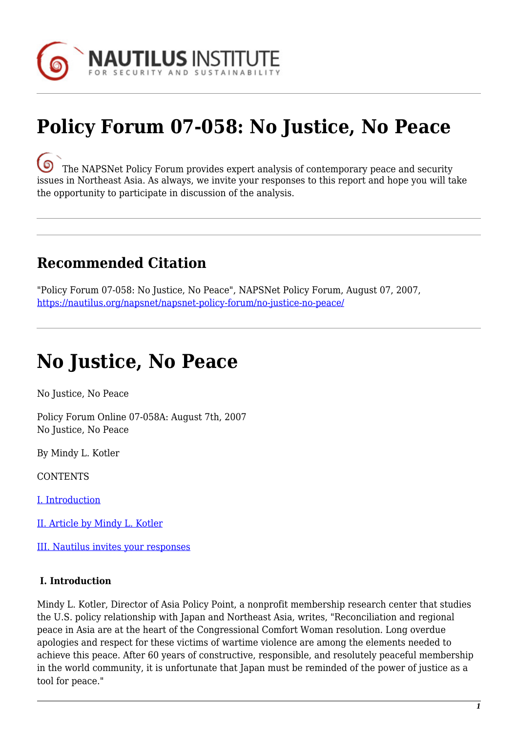NAUTILUS INSTITUTE
FOR SECURITY AND SUSTAINABILITY

# Policy Forum 07-058: No Justice, No Peace

The NAPSNet Policy Forum provides expert analysis of contemporary peace and security issues in Northeast Asia. As always, we invite your responses to this report and hope you will take the opportunity to participate in discussion of the analysis.

## Recommended Citation

"Policy Forum 07-058: No Justice, No Peace", NAPSNet Policy Forum, August 07, 2007, https://nautilus.org/napsnet/napsnet-policy-forum/no-justice-no-peace/

# No Justice, No Peace

No Justice, No Peace

Policy Forum Online 07-058A: August 7th, 2007
No Justice, No Peace

By Mindy L. Kotler

CONTENTS

I. Introduction

II. Article by Mindy L. Kotler

III. Nautilus invites your responses

**I. Introduction**

Mindy L. Kotler, Director of Asia Policy Point, a nonprofit membership research center that studies the U.S. policy relationship with Japan and Northeast Asia, writes, "Reconciliation and regional peace in Asia are at the heart of the Congressional Comfort Woman resolution. Long overdue apologies and respect for these victims of wartime violence are among the elements needed to achieve this peace. After 60 years of constructive, responsible, and resolutely peaceful membership in the world community, it is unfortunate that Japan must be reminded of the power of justice as a tool for peace."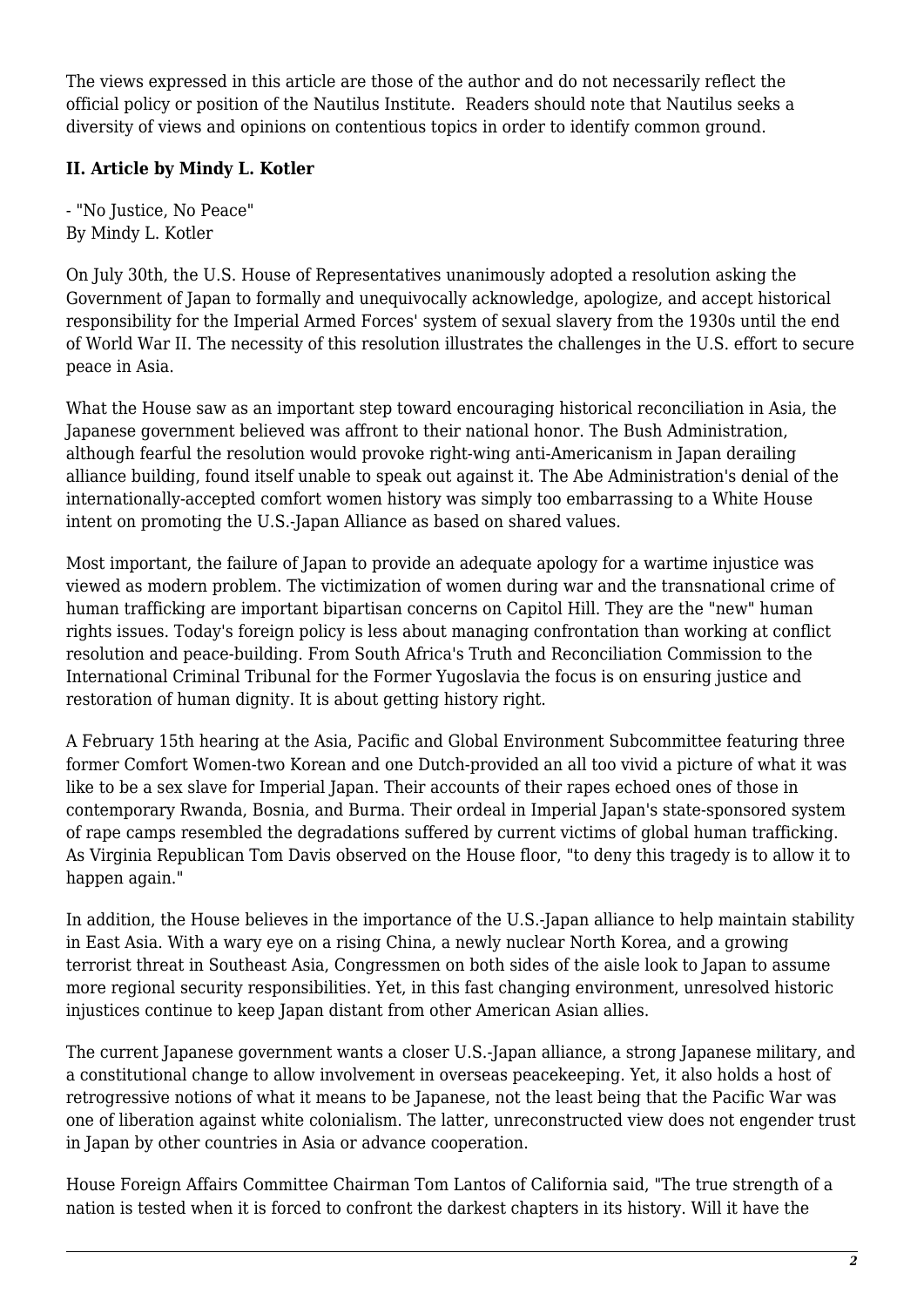The views expressed in this article are those of the author and do not necessarily reflect the official policy or position of the Nautilus Institute. Readers should note that Nautilus seeks a diversity of views and opinions on contentious topics in order to identify common ground.

### II. Article by Mindy L. Kotler

- "No Justice, No Peace"
By Mindy L. Kotler

On July 30th, the U.S. House of Representatives unanimously adopted a resolution asking the Government of Japan to formally and unequivocally acknowledge, apologize, and accept historical responsibility for the Imperial Armed Forces' system of sexual slavery from the 1930s until the end of World War II. The necessity of this resolution illustrates the challenges in the U.S. effort to secure peace in Asia.

What the House saw as an important step toward encouraging historical reconciliation in Asia, the Japanese government believed was affront to their national honor. The Bush Administration, although fearful the resolution would provoke right-wing anti-Americanism in Japan derailing alliance building, found itself unable to speak out against it. The Abe Administration's denial of the internationally-accepted comfort women history was simply too embarrassing to a White House intent on promoting the U.S.-Japan Alliance as based on shared values.

Most important, the failure of Japan to provide an adequate apology for a wartime injustice was viewed as modern problem. The victimization of women during war and the transnational crime of human trafficking are important bipartisan concerns on Capitol Hill. They are the "new" human rights issues. Today's foreign policy is less about managing confrontation than working at conflict resolution and peace-building. From South Africa's Truth and Reconciliation Commission to the International Criminal Tribunal for the Former Yugoslavia the focus is on ensuring justice and restoration of human dignity. It is about getting history right.

A February 15th hearing at the Asia, Pacific and Global Environment Subcommittee featuring three former Comfort Women-two Korean and one Dutch-provided an all too vivid a picture of what it was like to be a sex slave for Imperial Japan. Their accounts of their rapes echoed ones of those in contemporary Rwanda, Bosnia, and Burma. Their ordeal in Imperial Japan's state-sponsored system of rape camps resembled the degradations suffered by current victims of global human trafficking. As Virginia Republican Tom Davis observed on the House floor, "to deny this tragedy is to allow it to happen again."

In addition, the House believes in the importance of the U.S.-Japan alliance to help maintain stability in East Asia. With a wary eye on a rising China, a newly nuclear North Korea, and a growing terrorist threat in Southeast Asia, Congressmen on both sides of the aisle look to Japan to assume more regional security responsibilities. Yet, in this fast changing environment, unresolved historic injustices continue to keep Japan distant from other American Asian allies.

The current Japanese government wants a closer U.S.-Japan alliance, a strong Japanese military, and a constitutional change to allow involvement in overseas peacekeeping. Yet, it also holds a host of retrogressive notions of what it means to be Japanese, not the least being that the Pacific War was one of liberation against white colonialism. The latter, unreconstructed view does not engender trust in Japan by other countries in Asia or advance cooperation.

House Foreign Affairs Committee Chairman Tom Lantos of California said, "The true strength of a nation is tested when it is forced to confront the darkest chapters in its history. Will it have the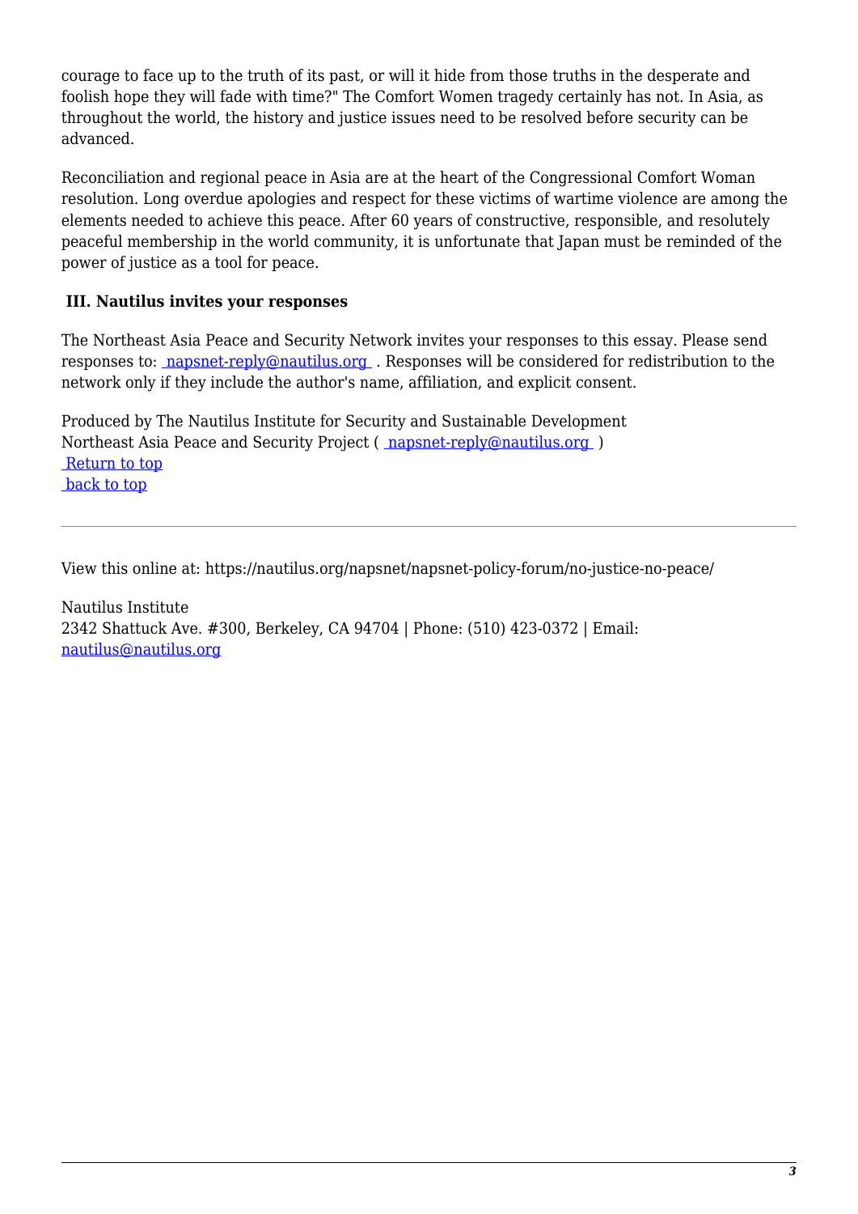courage to face up to the truth of its past, or will it hide from those truths in the desperate and foolish hope they will fade with time?" The Comfort Women tragedy certainly has not. In Asia, as throughout the world, the history and justice issues need to be resolved before security can be advanced.

Reconciliation and regional peace in Asia are at the heart of the Congressional Comfort Woman resolution. Long overdue apologies and respect for these victims of wartime violence are among the elements needed to achieve this peace. After 60 years of constructive, responsible, and resolutely peaceful membership in the world community, it is unfortunate that Japan must be reminded of the power of justice as a tool for peace.

### III. Nautilus invites your responses

The Northeast Asia Peace and Security Network invites your responses to this essay. Please send responses to: napsnet-reply@nautilus.org . Responses will be considered for redistribution to the network only if they include the author's name, affiliation, and explicit consent.

Produced by The Nautilus Institute for Security and Sustainable Development
Northeast Asia Peace and Security Project ( napsnet-reply@nautilus.org )
Return to top
back to top

---

View this online at: https://nautilus.org/napsnet/napsnet-policy-forum/no-justice-no-peace/

Nautilus Institute
2342 Shattuck Ave. #300, Berkeley, CA 94704 | Phone: (510) 423-0372 | Email: nautilus@nautilus.org